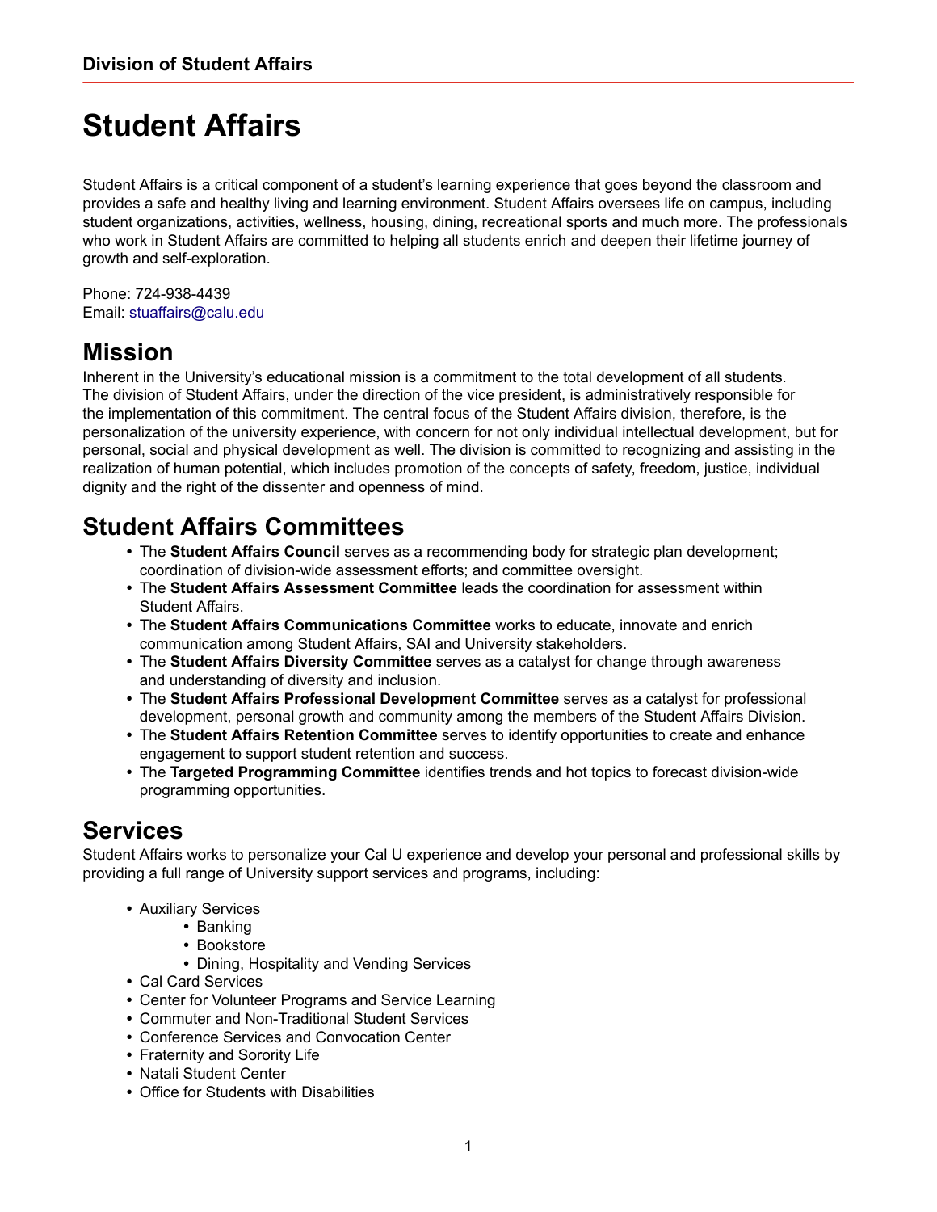# Student Affairs

Student Affairs is a critical component of a student's learning experience that goes beyond the classroom and provides a safe and healthy living and learning environment. Student Affairs oversees life on campus, including student organizations, activities, wellness, housing, dining, recreational sports and much more. The professionals who work in Student Affairs are committed to helping all students enrich and deepen their lifetime journey of growth and self-exploration.

Phone: 724-938-4439
Email: stuaffairs@calu.edu

## Mission

Inherent in the University's educational mission is a commitment to the total development of all students. The division of Student Affairs, under the direction of the vice president, is administratively responsible for the implementation of this commitment. The central focus of the Student Affairs division, therefore, is the personalization of the university experience, with concern for not only individual intellectual development, but for personal, social and physical development as well. The division is committed to recognizing and assisting in the realization of human potential, which includes promotion of the concepts of safety, freedom, justice, individual dignity and the right of the dissenter and openness of mind.

## Student Affairs Committees

- The **Student Affairs Council** serves as a recommending body for strategic plan development; coordination of division-wide assessment efforts; and committee oversight.
- The **Student Affairs Assessment Committee** leads the coordination for assessment within Student Affairs.
- The **Student Affairs Communications Committee** works to educate, innovate and enrich communication among Student Affairs, SAI and University stakeholders.
- The **Student Affairs Diversity Committee** serves as a catalyst for change through awareness and understanding of diversity and inclusion.
- The **Student Affairs Professional Development Committee** serves as a catalyst for professional development, personal growth and community among the members of the Student Affairs Division.
- The **Student Affairs Retention Committee** serves to identify opportunities to create and enhance engagement to support student retention and success.
- The **Targeted Programming Committee** identifies trends and hot topics to forecast division-wide programming opportunities.

## Services

Student Affairs works to personalize your Cal U experience and develop your personal and professional skills by providing a full range of University support services and programs, including:

- Auxiliary Services
  - Banking
  - Bookstore
  - Dining, Hospitality and Vending Services
- Cal Card Services
- Center for Volunteer Programs and Service Learning
- Commuter and Non-Traditional Student Services
- Conference Services and Convocation Center
- Fraternity and Sorority Life
- Natali Student Center
- Office for Students with Disabilities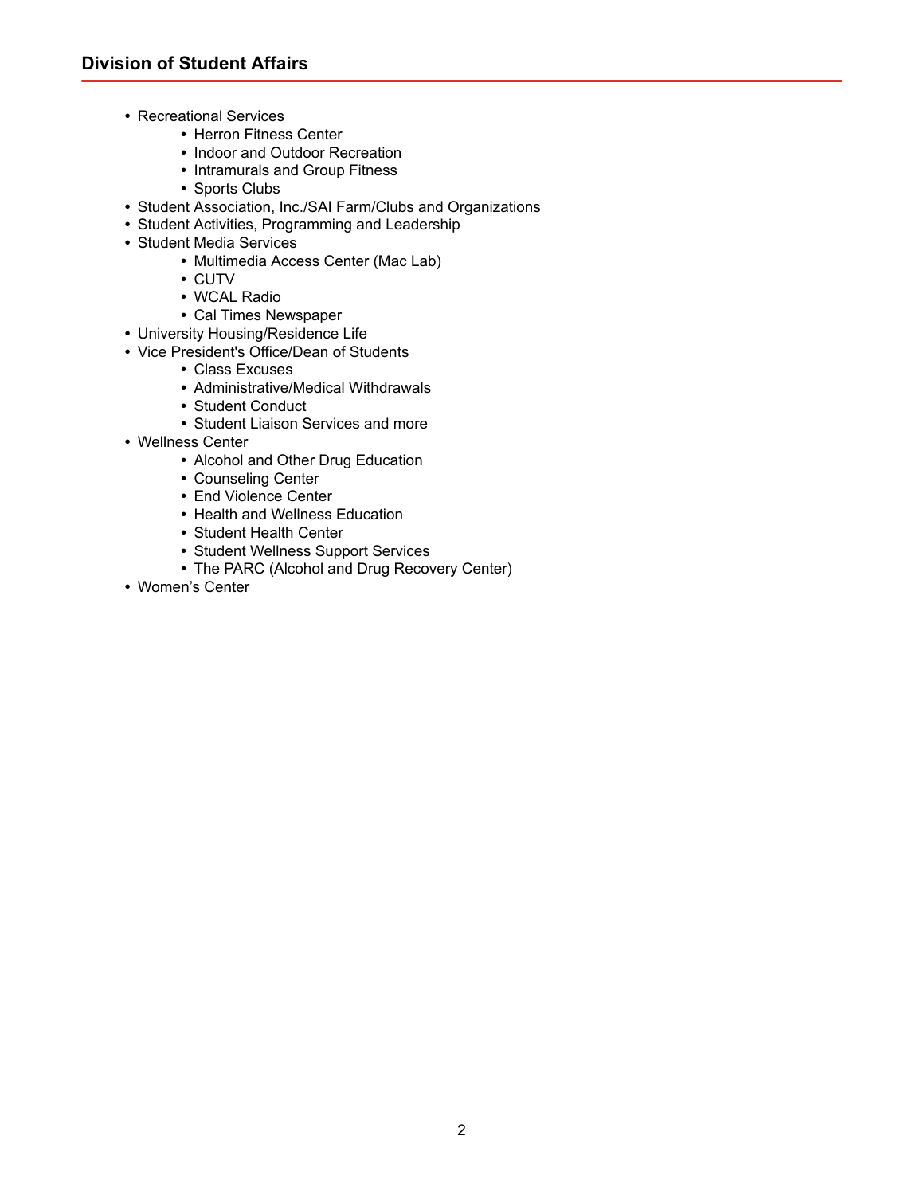## Division of Student Affairs

- Recreational Services
    - Herron Fitness Center
    - Indoor and Outdoor Recreation
    - Intramurals and Group Fitness
    - Sports Clubs
- Student Association, Inc./SAI Farm/Clubs and Organizations
- Student Activities, Programming and Leadership
- Student Media Services
    - Multimedia Access Center (Mac Lab)
    - CUTV
    - WCAL Radio
    - Cal Times Newspaper
- University Housing/Residence Life
- Vice President's Office/Dean of Students
    - Class Excuses
    - Administrative/Medical Withdrawals
    - Student Conduct
    - Student Liaison Services and more
- Wellness Center
    - Alcohol and Other Drug Education
    - Counseling Center
    - End Violence Center
    - Health and Wellness Education
    - Student Health Center
    - Student Wellness Support Services
    - The PARC (Alcohol and Drug Recovery Center)
- Women's Center